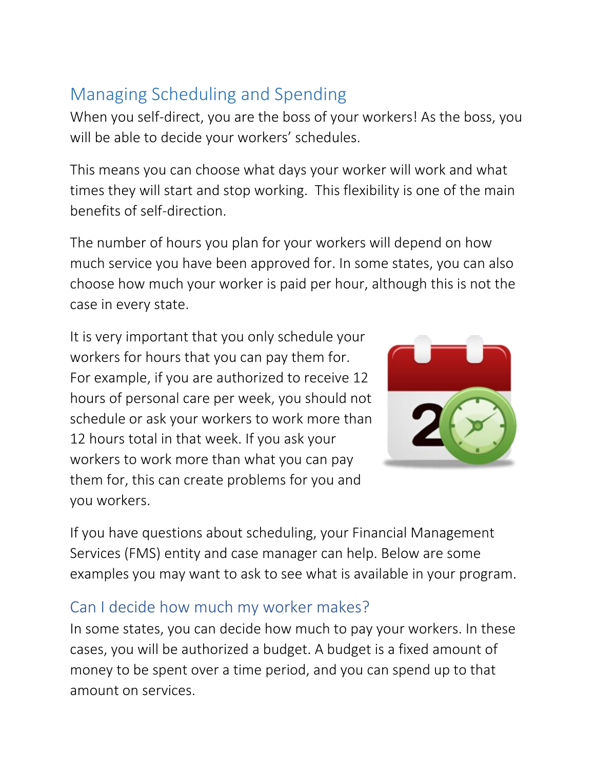## Managing Scheduling and Spending

When you self-direct, you are the boss of your workers! As the boss, you will be able to decide your workers' schedules.

This means you can choose what days your worker will work and what times they will start and stop working. This flexibility is one of the main benefits of self-direction.

The number of hours you plan for your workers will depend on how much service you have been approved for. In some states, you can also choose how much your worker is paid per hour, although this is not the case in every state.

It is very important that you only schedule your workers for hours that you can pay them for. For example, if you are authorized to receive 12 hours of personal care per week, you should not schedule or ask your workers to work more than 12 hours total in that week. If you ask your workers to work more than what you can pay them for, this can create problems for you and you workers.

If you have questions about scheduling, your Financial Management Services (FMS) entity and case manager can help. Below are some examples you may want to ask to see what is available in your program.

### Can I decide how much my worker makes?

In some states, you can decide how much to pay your workers. In these cases, you will be authorized a budget. A budget is a fixed amount of money to be spent over a time period, and you can spend up to that amount on services.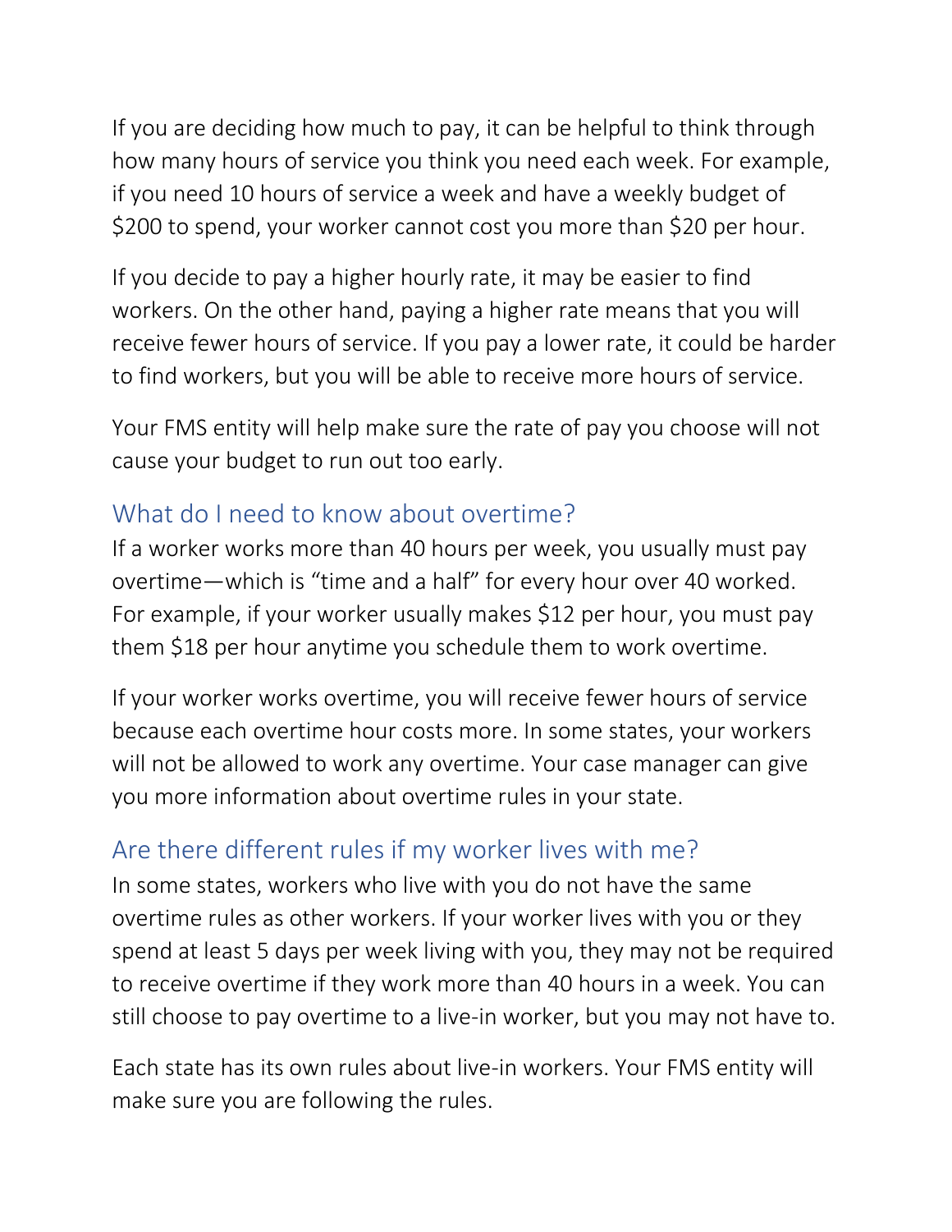If you are deciding how much to pay, it can be helpful to think through how many hours of service you think you need each week. For example, if you need 10 hours of service a week and have a weekly budget of $200 to spend, your worker cannot cost you more than $20 per hour.

If you decide to pay a higher hourly rate, it may be easier to find workers. On the other hand, paying a higher rate means that you will receive fewer hours of service. If you pay a lower rate, it could be harder to find workers, but you will be able to receive more hours of service.

Your FMS entity will help make sure the rate of pay you choose will not cause your budget to run out too early.

## What do I need to know about overtime?

If a worker works more than 40 hours per week, you usually must pay overtime—which is "time and a half" for every hour over 40 worked. For example, if your worker usually makes $12 per hour, you must pay them $18 per hour anytime you schedule them to work overtime.

If your worker works overtime, you will receive fewer hours of service because each overtime hour costs more. In some states, your workers will not be allowed to work any overtime. Your case manager can give you more information about overtime rules in your state.

## Are there different rules if my worker lives with me?

In some states, workers who live with you do not have the same overtime rules as other workers. If your worker lives with you or they spend at least 5 days per week living with you, they may not be required to receive overtime if they work more than 40 hours in a week. You can still choose to pay overtime to a live-in worker, but you may not have to.

Each state has its own rules about live-in workers. Your FMS entity will make sure you are following the rules.